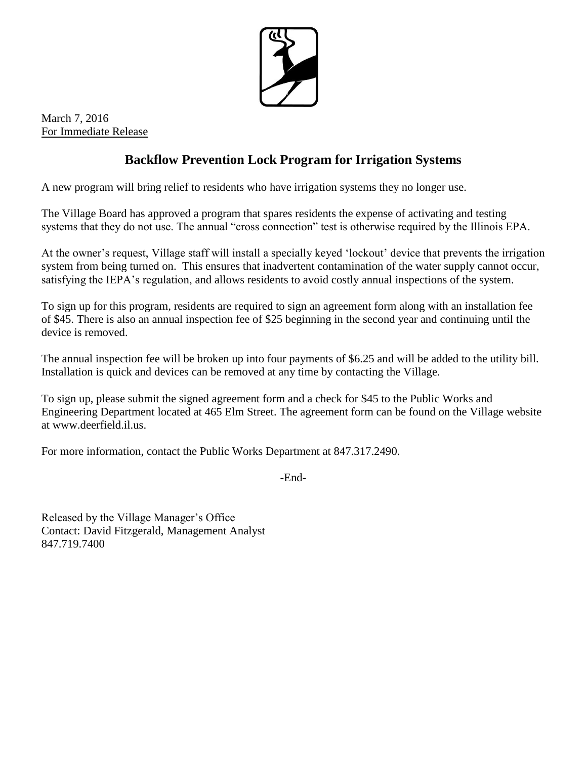March 7, 2016
For Immediate Release

## Backflow Prevention Lock Program for Irrigation Systems

A new program will bring relief to residents who have irrigation systems they no longer use.

The Village Board has approved a program that spares residents the expense of activating and testing systems that they do not use. The annual "cross connection" test is otherwise required by the Illinois EPA.

At the owner's request, Village staff will install a specially keyed 'lockout' device that prevents the irrigation system from being turned on. This ensures that inadvertent contamination of the water supply cannot occur, satisfying the IEPA's regulation, and allows residents to avoid costly annual inspections of the system.

To sign up for this program, residents are required to sign an agreement form along with an installation fee of $45. There is also an annual inspection fee of $25 beginning in the second year and continuing until the device is removed.

The annual inspection fee will be broken up into four payments of $6.25 and will be added to the utility bill. Installation is quick and devices can be removed at any time by contacting the Village.

To sign up, please submit the signed agreement form and a check for $45 to the Public Works and Engineering Department located at 465 Elm Street. The agreement form can be found on the Village website at www.deerfield.il.us.

For more information, contact the Public Works Department at 847.317.2490.

-End-

Released by the Village Manager's Office
Contact: David Fitzgerald, Management Analyst
847.719.7400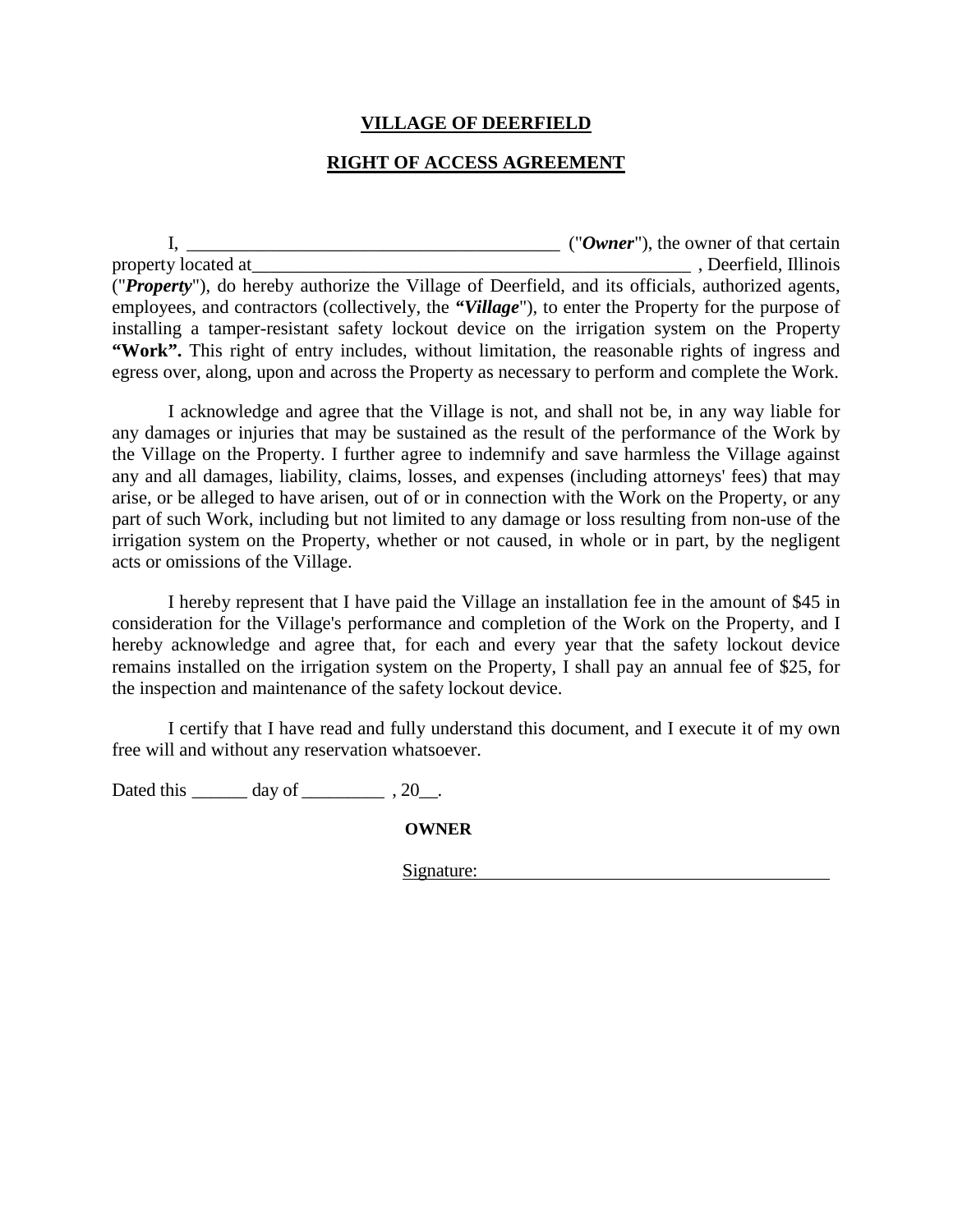**VILLAGE OF DEERFIELD**

**RIGHT OF ACCESS AGREEMENT**

I, ________________________________________ ("***Owner***"), the owner of that certain property located at_________________________________________________ , Deerfield, Illinois ("***Property***"), do hereby authorize the Village of Deerfield, and its officials, authorized agents, employees, and contractors (collectively, the **"*Village*"**), to enter the Property for the purpose of installing a tamper-resistant safety lockout device on the irrigation system on the Property **"Work".** This right of entry includes, without limitation, the reasonable rights of ingress and egress over, along, upon and across the Property as necessary to perform and complete the Work.

I acknowledge and agree that the Village is not, and shall not be, in any way liable for any damages or injuries that may be sustained as the result of the performance of the Work by the Village on the Property. I further agree to indemnify and save harmless the Village against any and all damages, liability, claims, losses, and expenses (including attorneys' fees) that may arise, or be alleged to have arisen, out of or in connection with the Work on the Property, or any part of such Work, including but not limited to any damage or loss resulting from non-use of the irrigation system on the Property, whether or not caused, in whole or in part, by the negligent acts or omissions of the Village.

I hereby represent that I have paid the Village an installation fee in the amount of $45 in consideration for the Village's performance and completion of the Work on the Property, and I hereby acknowledge and agree that, for each and every year that the safety lockout device remains installed on the irrigation system on the Property, I shall pay an annual fee of $25, for the inspection and maintenance of the safety lockout device.

I certify that I have read and fully understand this document, and I execute it of my own free will and without any reservation whatsoever.

Dated this ______ day of _________ , 20__.

**OWNER**

Signature: ________________________________________